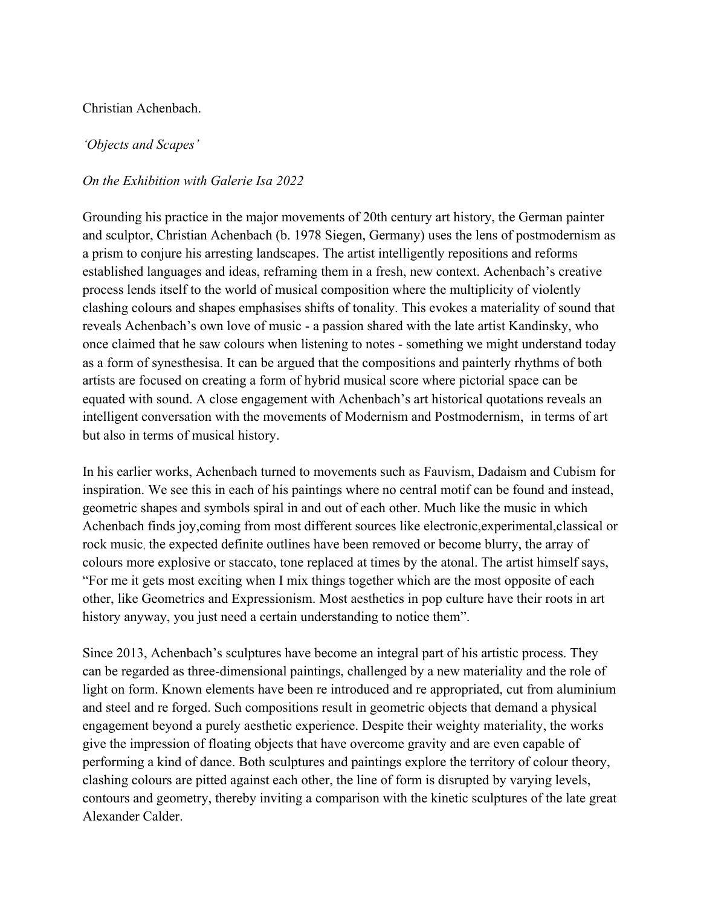Christian Achenbach.

*'Objects and Scapes'*

*On the Exhibition with Galerie Isa 2022*

Grounding his practice in the major movements of 20th century art history, the German painter and sculptor, Christian Achenbach (b. 1978 Siegen, Germany) uses the lens of postmodernism as a prism to conjure his arresting landscapes. The artist intelligently repositions and reforms established languages and ideas, reframing them in a fresh, new context. Achenbach's creative process lends itself to the world of musical composition where the multiplicity of violently clashing colours and shapes emphasises shifts of tonality. This evokes a materiality of sound that reveals Achenbach's own love of music - a passion shared with the late artist Kandinsky, who once claimed that he saw colours when listening to notes - something we might understand today as a form of synesthesisa. It can be argued that the compositions and painterly rhythms of both artists are focused on creating a form of hybrid musical score where pictorial space can be equated with sound. A close engagement with Achenbach's art historical quotations reveals an intelligent conversation with the movements of Modernism and Postmodernism, in terms of art but also in terms of musical history.

In his earlier works, Achenbach turned to movements such as Fauvism, Dadaism and Cubism for inspiration. We see this in each of his paintings where no central motif can be found and instead, geometric shapes and symbols spiral in and out of each other. Much like the music in which Achenbach finds joy,coming from most different sources like electronic,experimental,classical or rock music, the expected definite outlines have been removed or become blurry, the array of colours more explosive or staccato, tone replaced at times by the atonal. The artist himself says, "For me it gets most exciting when I mix things together which are the most opposite of each other, like Geometrics and Expressionism. Most aesthetics in pop culture have their roots in art history anyway, you just need a certain understanding to notice them".

Since 2013, Achenbach's sculptures have become an integral part of his artistic process. They can be regarded as three-dimensional paintings, challenged by a new materiality and the role of light on form. Known elements have been re introduced and re appropriated, cut from aluminium and steel and re forged. Such compositions result in geometric objects that demand a physical engagement beyond a purely aesthetic experience. Despite their weighty materiality, the works give the impression of floating objects that have overcome gravity and are even capable of performing a kind of dance. Both sculptures and paintings explore the territory of colour theory, clashing colours are pitted against each other, the line of form is disrupted by varying levels, contours and geometry, thereby inviting a comparison with the kinetic sculptures of the late great Alexander Calder.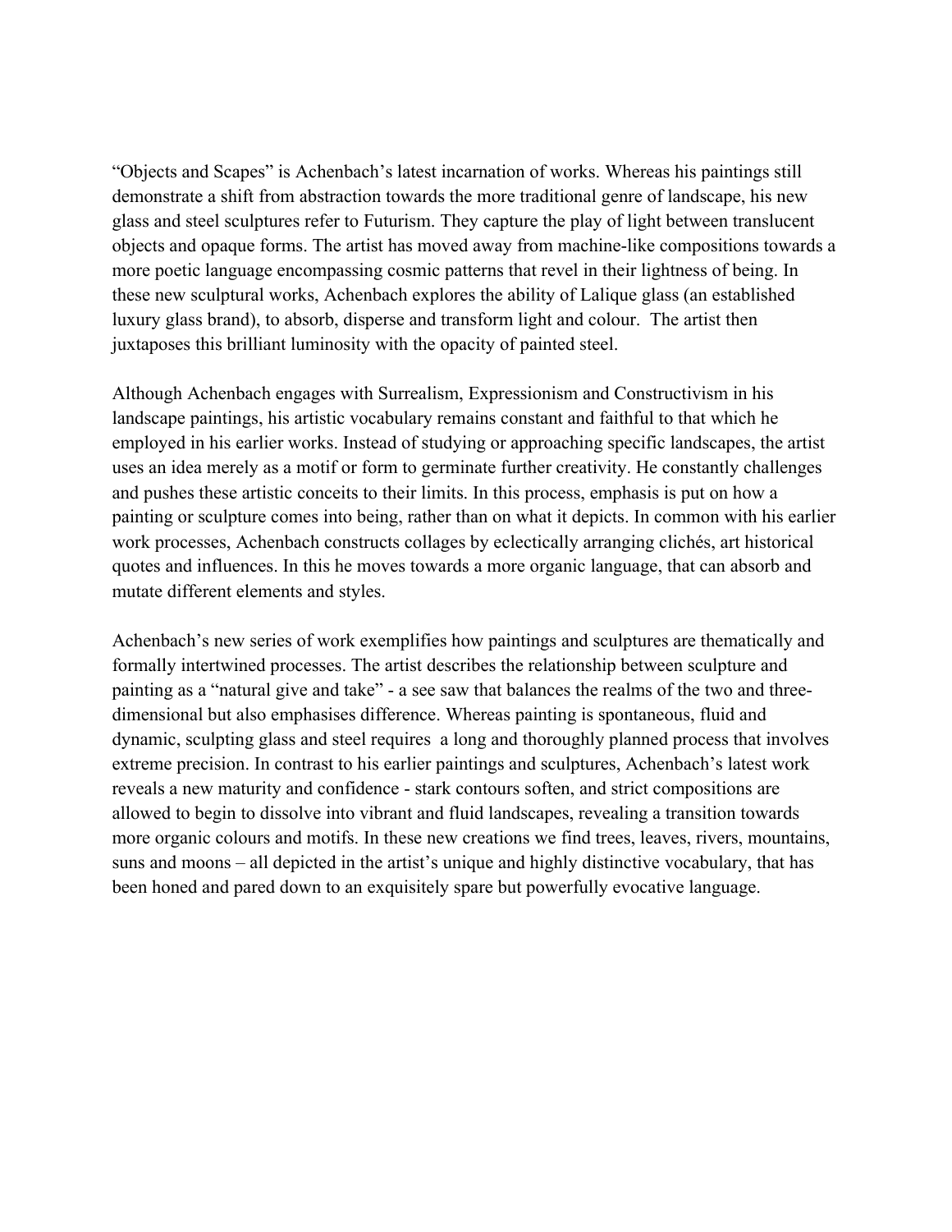"Objects and Scapes" is Achenbach's latest incarnation of works. Whereas his paintings still demonstrate a shift from abstraction towards the more traditional genre of landscape, his new glass and steel sculptures refer to Futurism. They capture the play of light between translucent objects and opaque forms. The artist has moved away from machine-like compositions towards a more poetic language encompassing cosmic patterns that revel in their lightness of being. In these new sculptural works, Achenbach explores the ability of Lalique glass (an established luxury glass brand), to absorb, disperse and transform light and colour. The artist then juxtaposes this brilliant luminosity with the opacity of painted steel.

Although Achenbach engages with Surrealism, Expressionism and Constructivism in his landscape paintings, his artistic vocabulary remains constant and faithful to that which he employed in his earlier works. Instead of studying or approaching specific landscapes, the artist uses an idea merely as a motif or form to germinate further creativity. He constantly challenges and pushes these artistic conceits to their limits. In this process, emphasis is put on how a painting or sculpture comes into being, rather than on what it depicts. In common with his earlier work processes, Achenbach constructs collages by eclectically arranging clichés, art historical quotes and influences. In this he moves towards a more organic language, that can absorb and mutate different elements and styles.

Achenbach's new series of work exemplifies how paintings and sculptures are thematically and formally intertwined processes. The artist describes the relationship between sculpture and painting as a "natural give and take" - a see saw that balances the realms of the two and three-dimensional but also emphasises difference. Whereas painting is spontaneous, fluid and dynamic, sculpting glass and steel requires a long and thoroughly planned process that involves extreme precision. In contrast to his earlier paintings and sculptures, Achenbach's latest work reveals a new maturity and confidence - stark contours soften, and strict compositions are allowed to begin to dissolve into vibrant and fluid landscapes, revealing a transition towards more organic colours and motifs. In these new creations we find trees, leaves, rivers, mountains, suns and moons – all depicted in the artist's unique and highly distinctive vocabulary, that has been honed and pared down to an exquisitely spare but powerfully evocative language.